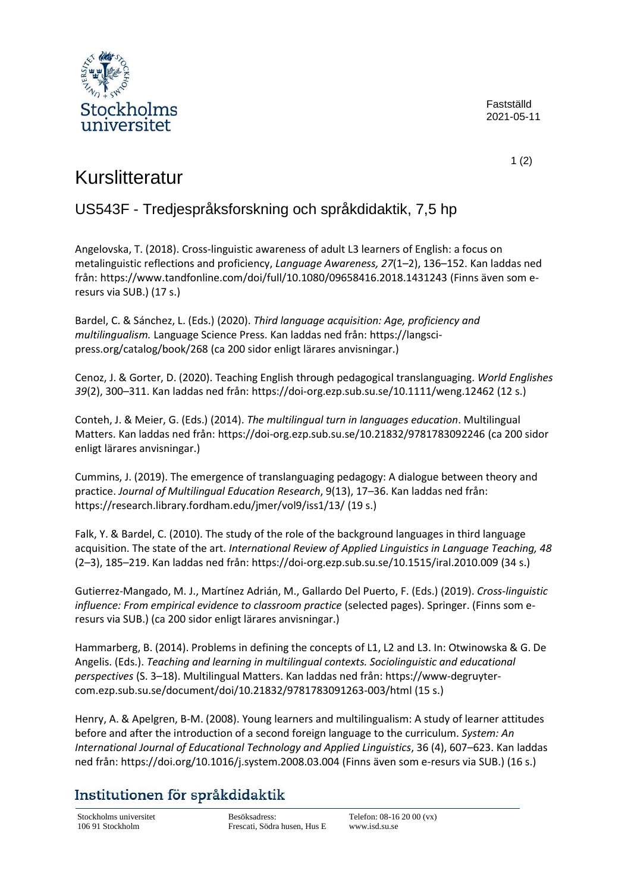Fastställd
2021-05-11

# Kurslitteratur

## US543F - Tredjespråksforskning och språkdidaktik, 7,5 hp

Angelovska, T. (2018). Cross-linguistic awareness of adult L3 learners of English: a focus on metalinguistic reflections and proficiency, *Language Awareness, 27*(1–2), 136–152. Kan laddas ned från: https://www.tandfonline.com/doi/full/10.1080/09658416.2018.1431243 (Finns även som e-resurs via SUB.) (17 s.)

Bardel, C. & Sánchez, L. (Eds.) (2020). *Third language acquisition: Age, proficiency and multilingualism.* Language Science Press. Kan laddas ned från: https://langsci-press.org/catalog/book/268 (ca 200 sidor enligt lärares anvisningar.)

Cenoz, J. & Gorter, D. (2020). Teaching English through pedagogical translanguaging. *World Englishes 39*(2), 300–311. Kan laddas ned från: https://doi-org.ezp.sub.su.se/10.1111/weng.12462 (12 s.)

Conteh, J. & Meier, G. (Eds.) (2014). *The multilingual turn in languages education*. Multilingual Matters. Kan laddas ned från: https://doi-org.ezp.sub.su.se/10.21832/9781783092246 (ca 200 sidor enligt lärares anvisningar.)

Cummins, J. (2019). The emergence of translanguaging pedagogy: A dialogue between theory and practice. *Journal of Multilingual Education Research*, 9(13), 17–36. Kan laddas ned från: https://research.library.fordham.edu/jmer/vol9/iss1/13/ (19 s.)

Falk, Y. & Bardel, C. (2010). The study of the role of the background languages in third language acquisition. The state of the art. *International Review of Applied Linguistics in Language Teaching, 48* (2–3), 185–219. Kan laddas ned från: https://doi-org.ezp.sub.su.se/10.1515/iral.2010.009 (34 s.)

Gutierrez-Mangado, M. J., Martínez Adrián, M., Gallardo Del Puerto, F. (Eds.) (2019). *Cross-linguistic influence: From empirical evidence to classroom practice* (selected pages). Springer. (Finns som e-resurs via SUB.) (ca 200 sidor enligt lärares anvisningar.)

Hammarberg, B. (2014). Problems in defining the concepts of L1, L2 and L3. In: Otwinowska & G. De Angelis. (Eds.). *Teaching and learning in multilingual contexts. Sociolinguistic and educational perspectives* (S. 3–18). Multilingual Matters. Kan laddas ned från: https://www-degruyter-com.ezp.sub.su.se/document/doi/10.21832/9781783091263-003/html (15 s.)

Henry, A. & Apelgren, B-M. (2008). Young learners and multilingualism: A study of learner attitudes before and after the introduction of a second foreign language to the curriculum. *System: An International Journal of Educational Technology and Applied Linguistics*, 36 (4), 607–623. Kan laddas ned från: https://doi.org/10.1016/j.system.2008.03.004 (Finns även som e-resurs via SUB.) (16 s.)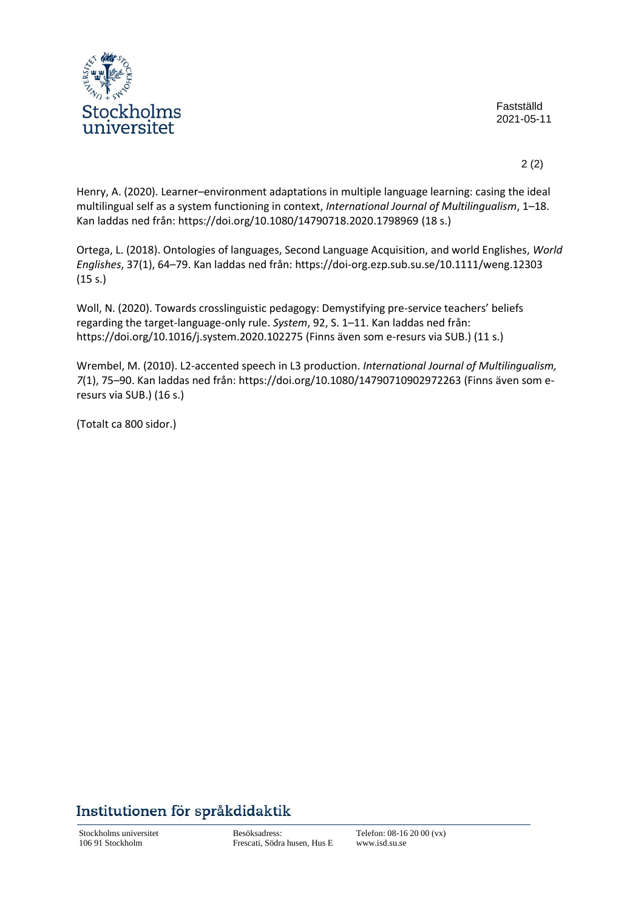Henry, A. (2020). Learner–environment adaptations in multiple language learning: casing the ideal multilingual self as a system functioning in context, *International Journal of Multilingualism*, 1–18. Kan laddas ned från: https://doi.org/10.1080/14790718.2020.1798969 (18 s.)

Ortega, L. (2018). Ontologies of languages, Second Language Acquisition, and world Englishes, *World Englishes*, 37(1), 64–79. Kan laddas ned från: https://doi-org.ezp.sub.su.se/10.1111/weng.12303 (15 s.)

Woll, N. (2020). Towards crosslinguistic pedagogy: Demystifying pre-service teachers' beliefs regarding the target-language-only rule. *System*, 92, S. 1–11. Kan laddas ned från: https://doi.org/10.1016/j.system.2020.102275 (Finns även som e-resurs via SUB.) (11 s.)

Wrembel, M. (2010). L2-accented speech in L3 production. *International Journal of Multilingualism, 7*(1), 75–90. Kan laddas ned från: https://doi.org/10.1080/14790710902972263 (Finns även som e-resurs via SUB.) (16 s.)

(Totalt ca 800 sidor.)